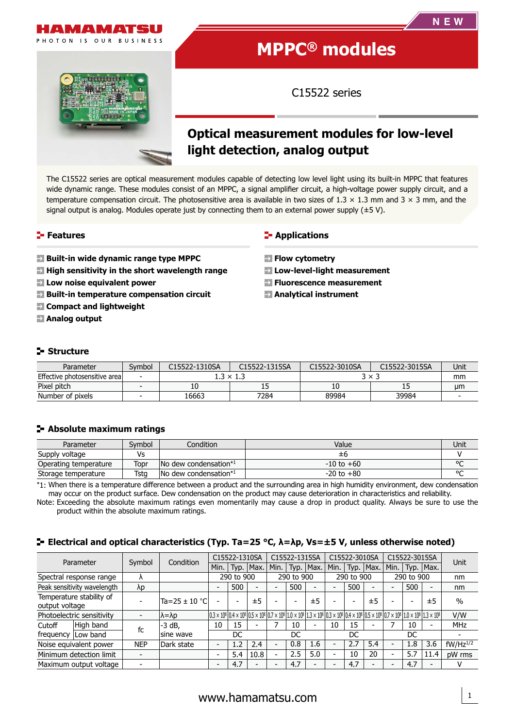HAMAMATSU

PHOTON IS OUR BUSINESS

NEW

# MPPC® modules

C15522 series

## Optical measurement modules for low-level light detection, analog output

The C15522 series are optical measurement modules capable of detecting low level light using its built-in MPPC that features wide dynamic range. These modules consist of an MPPC, a signal amplifier circuit, a high-voltage power supply circuit, and a temperature compensation circuit. The photosensitive area is available in two sizes of 1.3 × 1.3 mm and 3 × 3 mm, and the signal output is analog. Modules operate just by connecting them to an external power supply (±5 V).

## Features

- **Built-in wide dynamic range type MPPC**
- **High sensitivity in the short wavelength range**
- **Low noise equivalent power**
- **Built-in temperature compensation circuit**
- **Compact and lightweight**
- **Analog output**

## Applications

- **Flow cytometry**
- **Low-level-light measurement**
- **Fluorescence measurement**
- **Analytical instrument**

## Structure

| Parameter | Symbol | C15522-1310SA | C15522-1315SA | C15522-3010SA | C15522-3015SA | Unit |
|---|---|---|---|---|---|---|
| Effective photosensitive area | - | 1.3 × 1.3 | | 3 × 3 | | mm |
| Pixel pitch | - | 10 | 15 | 10 | 15 | μm |
| Number of pixels | - | 16663 | 7284 | 89984 | 39984 | - |

## Absolute maximum ratings

| Parameter | Symbol | Condition | Value | Unit |
|---|---|---|---|---|
| Supply voltage | Vs | | ±6 | V |
| Operating temperature | Topr | No dew condensation*1 | -10 to +60 | °C |
| Storage temperature | Tstg | No dew condensation*1 | -20 to +80 | °C |

*1: When there is a temperature difference between a product and the surrounding area in high humidity environment, dew condensation may occur on the product surface. Dew condensation on the product may cause deterioration in characteristics and reliability.

Note: Exceeding the absolute maximum ratings even momentarily may cause a drop in product quality. Always be sure to use the product within the absolute maximum ratings.

## Electrical and optical characteristics (Typ. Ta=25 °C, λ=λp, Vs=±5 V, unless otherwise noted)

| Parameter | | Symbol | Condition | C15522-1310SA | | | C15522-1315SA | | | C15522-3010SA | | | C15522-3015SA | | | Unit |
|---|---|---|---|---|---|---|---|---|---|---|---|---|---|---|---|---|
| | | | | Min. | Typ. | Max. | Min. | Typ. | Max. | Min. | Typ. | Max. | Min. | Typ. | Max. | |
| Spectral response range | | λ | | 290 to 900 | | | 290 to 900 | | | 290 to 900 | | | 290 to 900 | | | nm |
| Peak sensitivity wavelength | | λp | | - | 500 | - | - | 500 | - | - | 500 | - | - | 500 | - | nm |
| Temperature stability of output voltage | | - | Ta=25 ± 10 °C | - | - | ±5 | - | - | ±5 | - | - | ±5 | - | - | ±5 | % |
| Photoelectric sensitivity | | - | λ=λp | 0.3 × 10⁸ | 0.4 × 10⁸ | 0.5 × 10⁸ | 0.7 × 10⁸ | 1.0 × 10⁸ | 1.3 × 10⁸ | 0.3 × 10⁸ | 0.4 × 10⁸ | 0.5 × 10⁸ | 0.7 × 10⁸ | 1.0 × 10⁸ | 1.3 × 10⁸ | V/W |
| Cutoff frequency | High band | fc | -3 dB, sine wave | 10 | 15 | - | 7 | 10 | - | 10 | 15 | - | 7 | 10 | - | MHz |
| | Low band | | | DC | | | DC | | | DC | | | DC | | | - |
| Noise equivalent power | | NEP | Dark state | - | 1.2 | 2.4 | - | 0.8 | 1.6 | - | 2.7 | 5.4 | - | 1.8 | 3.6 | $fW/Hz^{1/2}$ |
| Minimum detection limit | | - | | - | 5.4 | 10.8 | - | 2.5 | 5.0 | - | 10 | 20 | - | 5.7 | 11.4 | pW rms |
| Maximum output voltage | | - | | - | 4.7 | - | - | 4.7 | - | - | 4.7 | - | - | 4.7 | - | V |

www.hamamatsu.com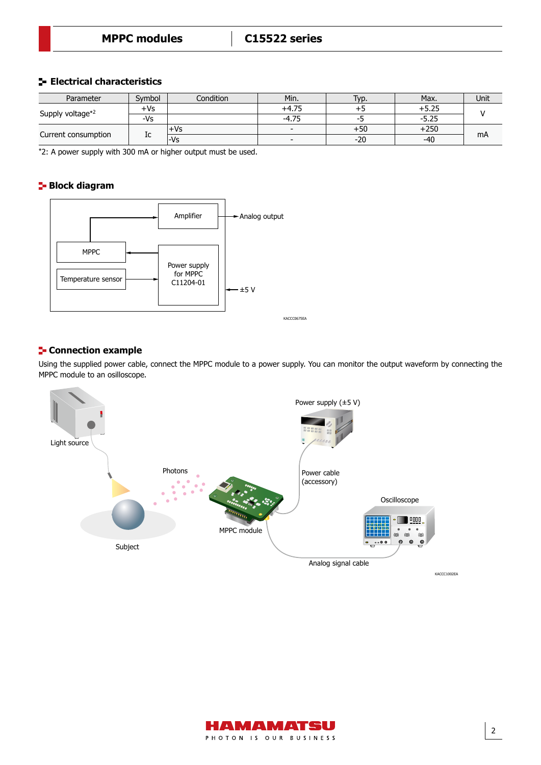## Electrical characteristics

| Parameter | Symbol | Condition | Min. | Typ. | Max. | Unit |
|---|---|---|---|---|---|---|
| Supply voltage*2 | +Vs | | +4.75 | +5 | +5.25 | V |
| | -Vs | | -4.75 | -5 | -5.25 | |
| Current consumption | Ic | +Vs | - | +50 | +250 | mA |
| | | -Vs | - | -20 | -40 | |

*2: A power supply with 300 mA or higher output must be used.

## Block diagram

Amplifier

Analog output

MPPC

Temperature sensor

Power supply for MPPC C11204-01

±5 V

KACCC0675EA

## Connection example

Using the supplied power cable, connect the MPPC module to a power supply. You can monitor the output waveform by connecting the MPPC module to an osilloscope.

Light source

Power supply (±5 V)

Photons

Power cable (accessory)

Oscilloscope

MPPC module

Subject

Analog signal cable

KACCC1002EA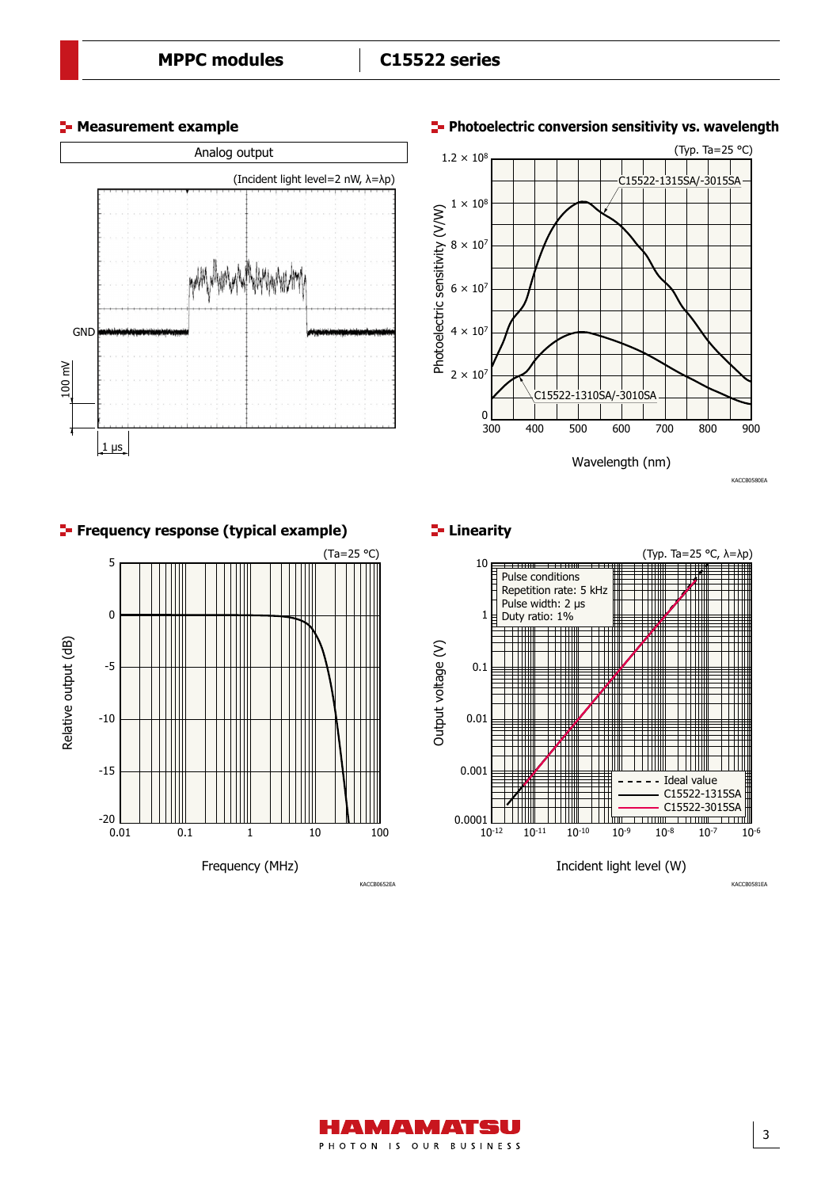## Measurement example

Analog output

(Incident light level=2 nW, λ=λp)

GND

100 mV

1 μs

## Photoelectric conversion sensitivity vs. wavelength

(Typ. Ta=25 °C)

Photoelectric sensitivity (V/W)

$1.2 \times 10^8$
$1 \times 10^8$
$8 \times 10^7$
$6 \times 10^7$
$4 \times 10^7$
$2 \times 10^7$
0

300 400 500 600 700 800 900

Wavelength (nm)

C15522-1315SA/-3015SA

C15522-1310SA/-3010SA

KACCB0580EA

## Frequency response (typical example)

(Ta=25 °C)

Relative output (dB)

5
0
-5
-10
-15
-20

0.01 0.1 1 10 100

Frequency (MHz)

KACCB0652EA

## Linearity

(Typ. Ta=25 °C, λ=λp)

Pulse conditions
Repetition rate: 5 kHz
Pulse width: 2 μs
Duty ratio: 1%

Output voltage (V)

10
1
0.1
0.01
0.001
0.0001

$10^{-12}$ $10^{-11}$ $10^{-10}$ $10^{-9}$ $10^{-8}$ $10^{-7}$ $10^{-6}$

Incident light level (W)

Ideal value
C15522-1315SA
C15522-3015SA

KACCB0581EA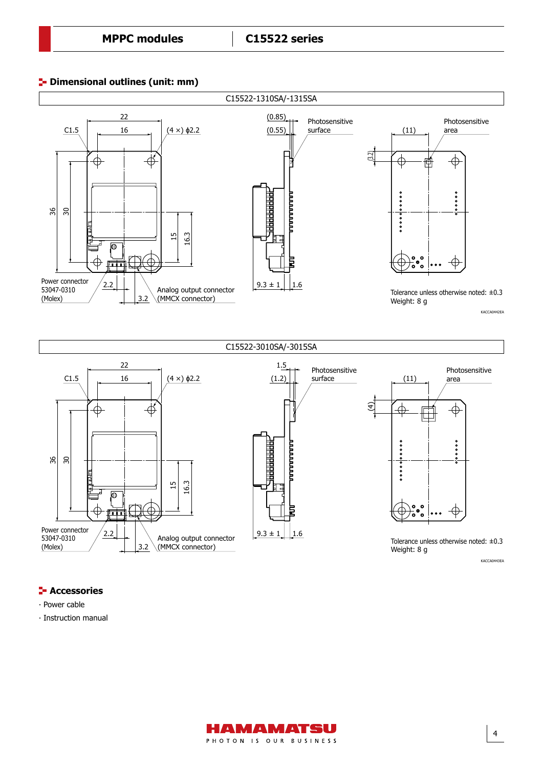## Dimensional outlines (unit: mm)

C15522-1310SA/-1315SA

22
16
C1.5
(4 ×) ϕ2.2
36
30
15
16.3
Power connector
53047-0310
(Molex)
2.2
3.2
Analog output connector
(MMCX connector)
(0.85)
(0.55)
Photosensitive surface
9.3 ± 1
1.6
(11)
(3.2)
Photosensitive area

Tolerance unless otherwise noted: ±0.3
Weight: 8 g

KACCA0442EA

C15522-3010SA/-3015SA

22
16
C1.5
(4 ×) ϕ2.2
36
30
15
16.3
Power connector
53047-0310
(Molex)
2.2
3.2
Analog output connector
(MMCX connector)
1.5
(1.2)
Photosensitive surface
9.3 ± 1
1.6
(11)
(4)
Photosensitive area

Tolerance unless otherwise noted: ±0.3
Weight: 8 g

KACCA0443EA

## Accessories

· Power cable
· Instruction manual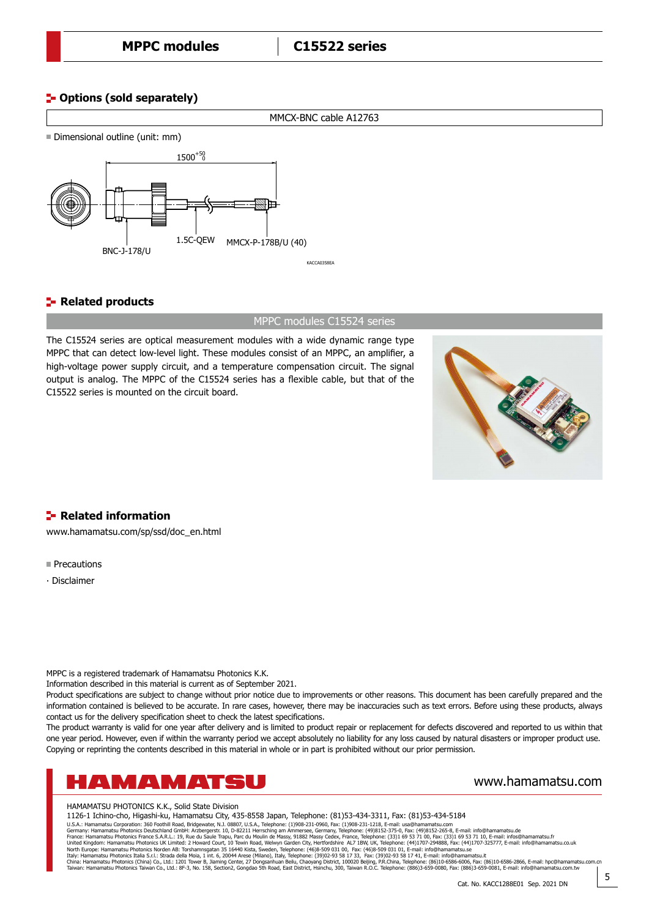## Options (sold separately)

MMCX-BNC cable A12763

■ Dimensional outline (unit: mm)

$1500^{+50}_{0}$

1.5C-QEW

MMCX-P-178B/U (40)

BNC-J-178/U

KACCA0358EA

## Related products

MPPC modules C15524 series

The C15524 series are optical measurement modules with a wide dynamic range type MPPC that can detect low-level light. These modules consist of an MPPC, an amplifier, a high-voltage power supply circuit, and a temperature compensation circuit. The signal output is analog. The MPPC of the C15524 series has a flexible cable, but that of the C15522 series is mounted on the circuit board.

## Related information

www.hamamatsu.com/sp/ssd/doc_en.html

■ Precautions

· Disclaimer

MPPC is a registered trademark of Hamamatsu Photonics K.K.
Information described in this material is current as of September 2021.
Product specifications are subject to change without prior notice due to improvements or other reasons. This document has been carefully prepared and the information contained is believed to be accurate. In rare cases, however, there may be inaccuracies such as text errors. Before using these products, always contact us for the delivery specification sheet to check the latest specifications.
The product warranty is valid for one year after delivery and is limited to product repair or replacement for defects discovered and reported to us within that one year period. However, even if within the warranty period we accept absolutely no liability for any loss caused by natural disasters or improper product use.
Copying or reprinting the contents described in this material in whole or in part is prohibited without our prior permission.

HAMAMATSU

www.hamamatsu.com

HAMAMATSU PHOTONICS K.K., Solid State Division
1126-1 Ichino-cho, Higashi-ku, Hamamatsu City, 435-8558 Japan, Telephone: (81)53-434-3311, Fax: (81)53-434-5184
U.S.A.: Hamamatsu Corporation: 360 Foothill Road, Bridgewater, N.J. 08807, U.S.A., Telephone: (1)908-231-0960, Fax: (1)908-231-1218, E-mail: usa@hamamatsu.com
Germany: Hamamatsu Photonics Deutschland GmbH: Arzbergerstr. 10, D-82211 Herrsching am Ammersee, Germany, Telephone: (49)8152-375-0, Fax: (49)8152-265-8, E-mail: info@hamamatsu.de
France: Hamamatsu Photonics France S.A.R.L.: 19, Rue du Saule Trapu, Parc du Moulin de Massy, 91882 Massy Cedex, France, Telephone: (33)1 69 53 71 00, Fax: (33)1 69 53 71 10, E-mail: infos@hamamatsu.fr
United Kingdom: Hamamatsu Photonics UK Limited: 2 Howard Court, 10 Tewin Road, Welwyn Garden City, Hertfordshire AL7 1BW, UK, Telephone: (44)1707-294888, Fax: (44)1707-325777, E-mail: info@hamamatsu.co.uk
North Europe: Hamamatsu Photonics Norden AB: Torshamnsgatan 35 16440 Kista, Sweden, Telephone: (46)8-509 031 00, Fax: (46)8-509 031 01, E-mail: info@hamamatsu.se
Italy: Hamamatsu Photonics Italia S.r.l.: Strada della Moia, 1 int. 6, 20044 Arese (Milano), Italy, Telephone: (39)02-93 58 17 33, Fax: (39)02-93 58 17 41, E-mail: info@hamamatsu.it
China: Hamamatsu Photonics (China) Co., Ltd.: 1201 Tower B, Jiaming Center, 27 Dongsanhuan Beilu, Chaoyang District, 100020 Beijing, P.R.China, Telephone: (86)10-6586-6006, Fax: (86)10-6586-2866, E-mail: hpc@hamamatsu.com.cn
Taiwan: Hamamatsu Photonics Taiwan Co., Ltd.: 8F-3, No. 158, Section2, Gongdao 5th Road, East District, Hsinchu, 300, Taiwan R.O.C. Telephone: (886)3-659-0080, Fax: (886)3-659-0081, E-mail: info@hamamatsu.com.tw

Cat. No. KACC1288E01 Sep. 2021 DN